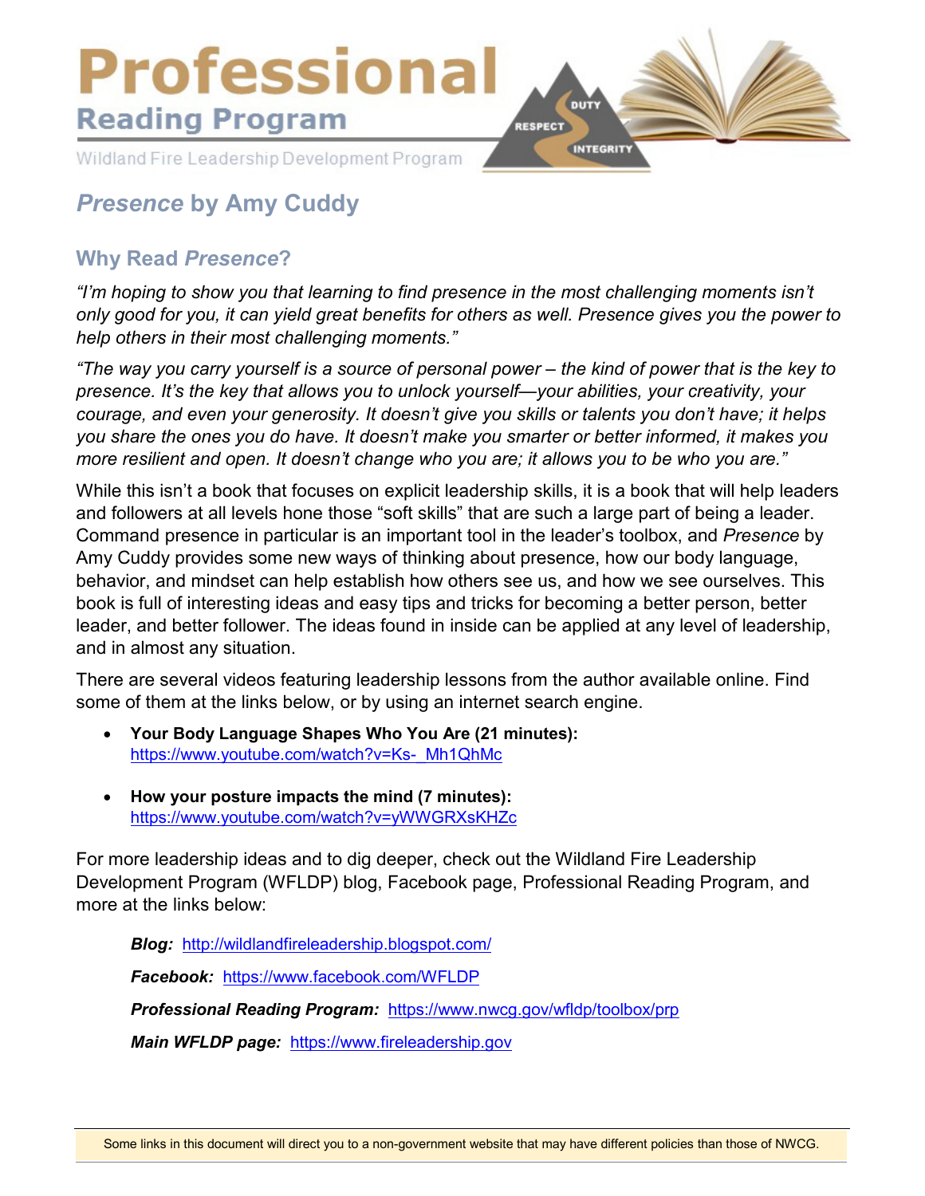# Professional

## Reading Program

Wildland Fire Leadership Development Program

DUTY RESPECT INTEGRITY

## *Presence* by Amy Cuddy

### Why Read *Presence*?

*"I'm hoping to show you that learning to find presence in the most challenging moments isn't only good for you, it can yield great benefits for others as well. Presence gives you the power to help others in their most challenging moments."*

*"The way you carry yourself is a source of personal power – the kind of power that is the key to presence. It's the key that allows you to unlock yourself—your abilities, your creativity, your courage, and even your generosity. It doesn't give you skills or talents you don't have; it helps you share the ones you do have. It doesn't make you smarter or better informed, it makes you more resilient and open. It doesn't change who you are; it allows you to be who you are."*

While this isn't a book that focuses on explicit leadership skills, it is a book that will help leaders and followers at all levels hone those "soft skills" that are such a large part of being a leader. Command presence in particular is an important tool in the leader's toolbox, and *Presence* by Amy Cuddy provides some new ways of thinking about presence, how our body language, behavior, and mindset can help establish how others see us, and how we see ourselves. This book is full of interesting ideas and easy tips and tricks for becoming a better person, better leader, and better follower. The ideas found in inside can be applied at any level of leadership, and in almost any situation.

There are several videos featuring leadership lessons from the author available online. Find some of them at the links below, or by using an internet search engine.

- **Your Body Language Shapes Who You Are (21 minutes):** https://www.youtube.com/watch?v=Ks-_Mh1QhMc
- **How your posture impacts the mind (7 minutes):** https://www.youtube.com/watch?v=yWWGRXsKHZc

For more leadership ideas and to dig deeper, check out the Wildland Fire Leadership Development Program (WFLDP) blog, Facebook page, Professional Reading Program, and more at the links below:

***Blog:*** http://wildlandfireleadership.blogspot.com/

***Facebook:*** https://www.facebook.com/WFLDP

***Professional Reading Program:*** https://www.nwcg.gov/wfldp/toolbox/prp

***Main WFLDP page:*** https://www.fireleadership.gov

Some links in this document will direct you to a non-government website that may have different policies than those of NWCG.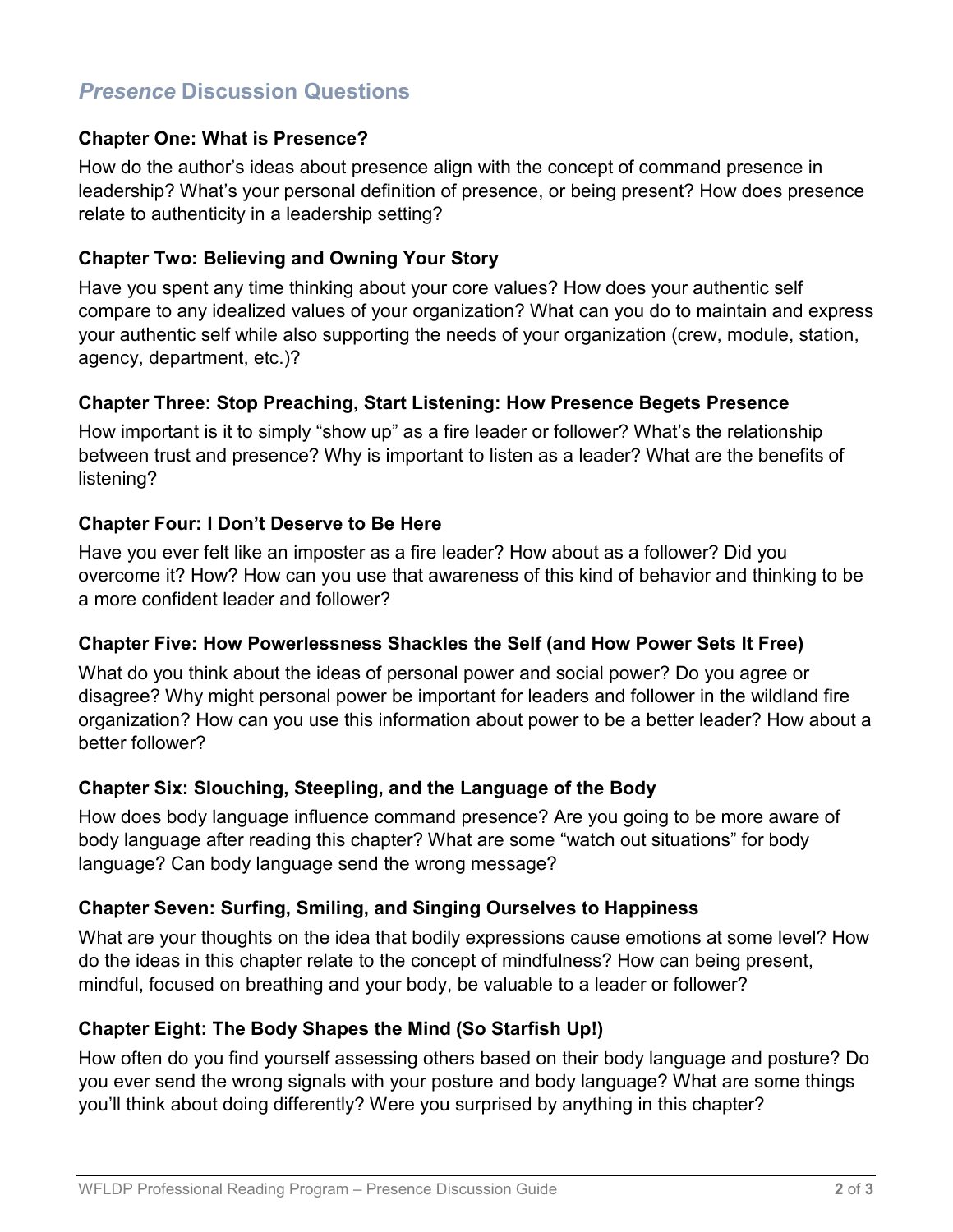## *Presence* Discussion Questions

### Chapter One: What is Presence?

How do the author's ideas about presence align with the concept of command presence in leadership? What's your personal definition of presence, or being present? How does presence relate to authenticity in a leadership setting?

### Chapter Two: Believing and Owning Your Story

Have you spent any time thinking about your core values? How does your authentic self compare to any idealized values of your organization? What can you do to maintain and express your authentic self while also supporting the needs of your organization (crew, module, station, agency, department, etc.)?

### Chapter Three: Stop Preaching, Start Listening: How Presence Begets Presence

How important is it to simply "show up" as a fire leader or follower? What's the relationship between trust and presence? Why is important to listen as a leader? What are the benefits of listening?

### Chapter Four: I Don't Deserve to Be Here

Have you ever felt like an imposter as a fire leader? How about as a follower? Did you overcome it? How? How can you use that awareness of this kind of behavior and thinking to be a more confident leader and follower?

### Chapter Five: How Powerlessness Shackles the Self (and How Power Sets It Free)

What do you think about the ideas of personal power and social power? Do you agree or disagree? Why might personal power be important for leaders and follower in the wildland fire organization? How can you use this information about power to be a better leader? How about a better follower?

### Chapter Six: Slouching, Steepling, and the Language of the Body

How does body language influence command presence? Are you going to be more aware of body language after reading this chapter? What are some "watch out situations" for body language? Can body language send the wrong message?

### Chapter Seven: Surfing, Smiling, and Singing Ourselves to Happiness

What are your thoughts on the idea that bodily expressions cause emotions at some level? How do the ideas in this chapter relate to the concept of mindfulness? How can being present, mindful, focused on breathing and your body, be valuable to a leader or follower?

### Chapter Eight: The Body Shapes the Mind (So Starfish Up!)

How often do you find yourself assessing others based on their body language and posture? Do you ever send the wrong signals with your posture and body language? What are some things you'll think about doing differently? Were you surprised by anything in this chapter?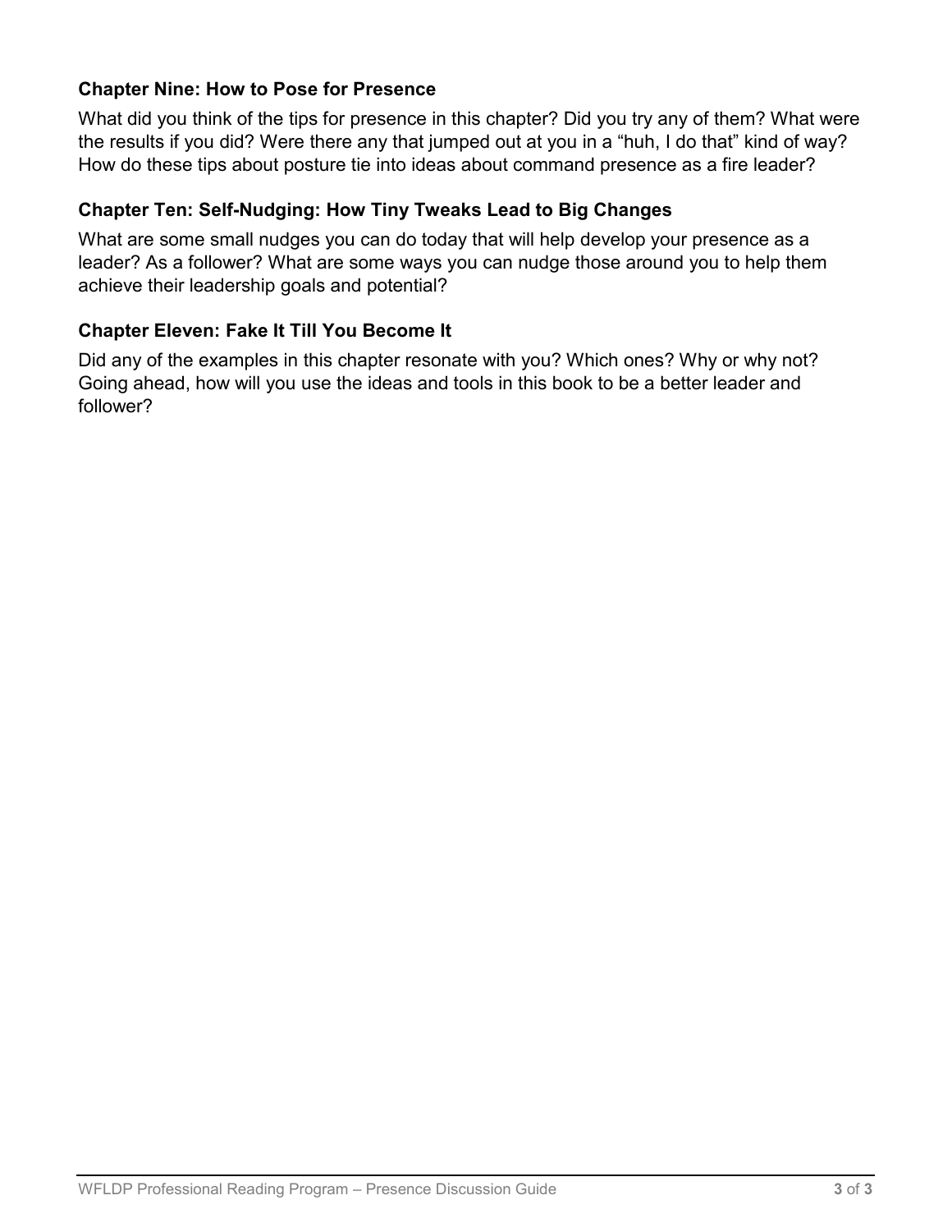### Chapter Nine: How to Pose for Presence

What did you think of the tips for presence in this chapter? Did you try any of them? What were the results if you did? Were there any that jumped out at you in a "huh, I do that" kind of way? How do these tips about posture tie into ideas about command presence as a fire leader?

### Chapter Ten: Self-Nudging: How Tiny Tweaks Lead to Big Changes

What are some small nudges you can do today that will help develop your presence as a leader? As a follower? What are some ways you can nudge those around you to help them achieve their leadership goals and potential?

### Chapter Eleven: Fake It Till You Become It

Did any of the examples in this chapter resonate with you? Which ones? Why or why not? Going ahead, how will you use the ideas and tools in this book to be a better leader and follower?